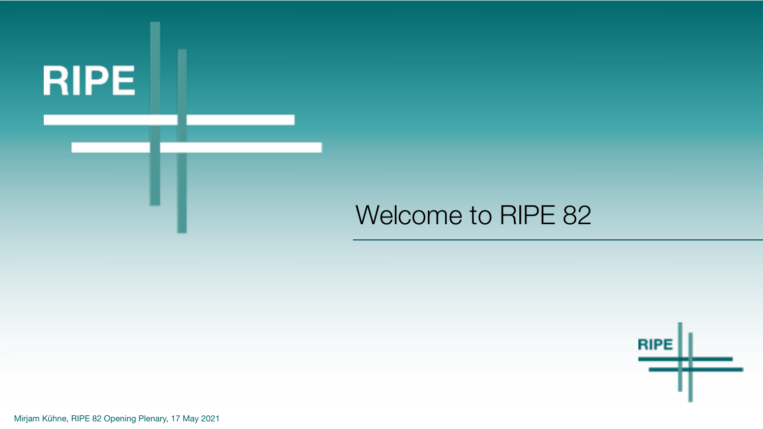# Welcome to RIPE 82

Mirjam Kühne, RIPE 82 Opening Plenary, 17 May 2021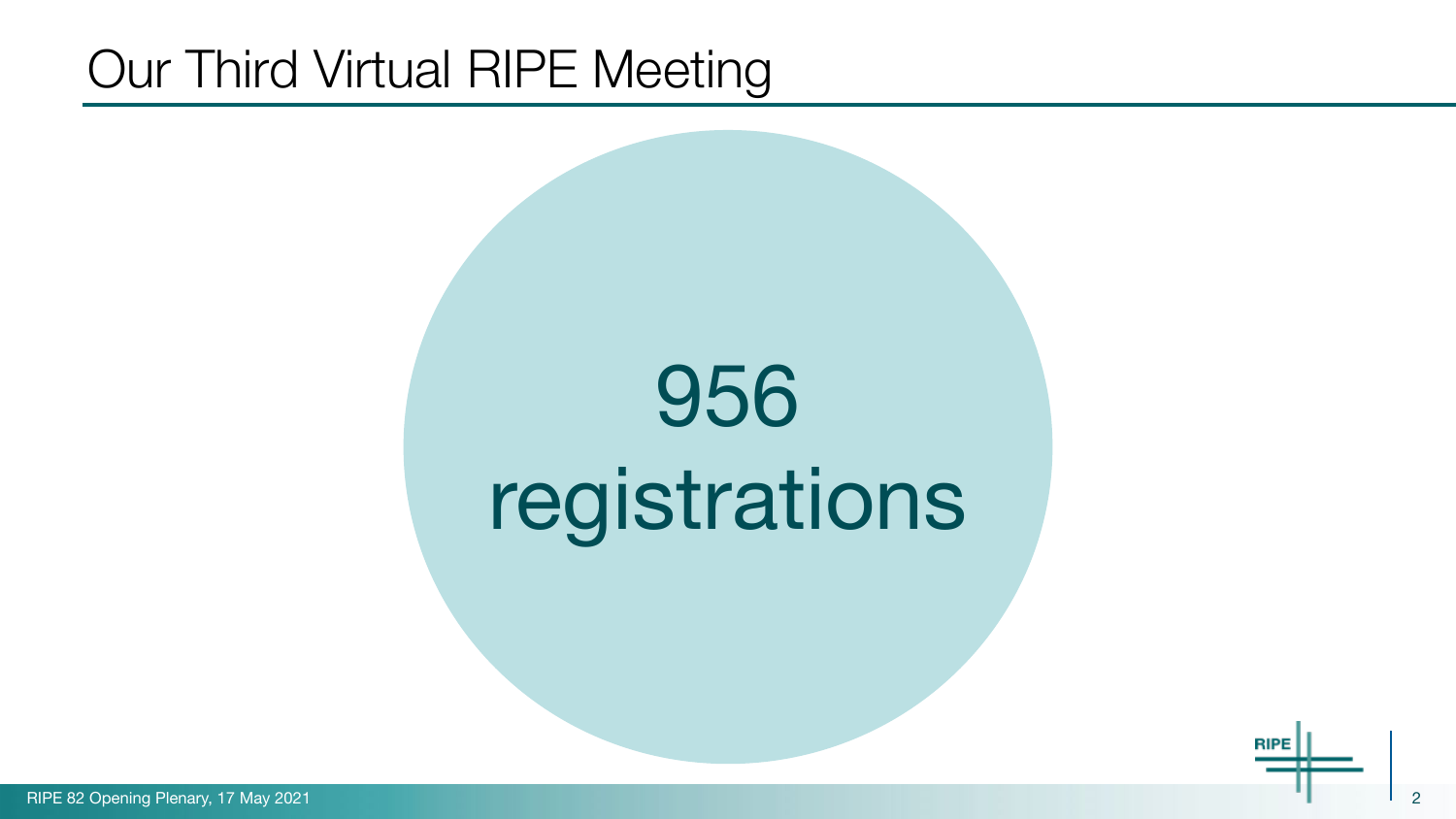# Our Third Virtual RIPE Meeting

956

registrations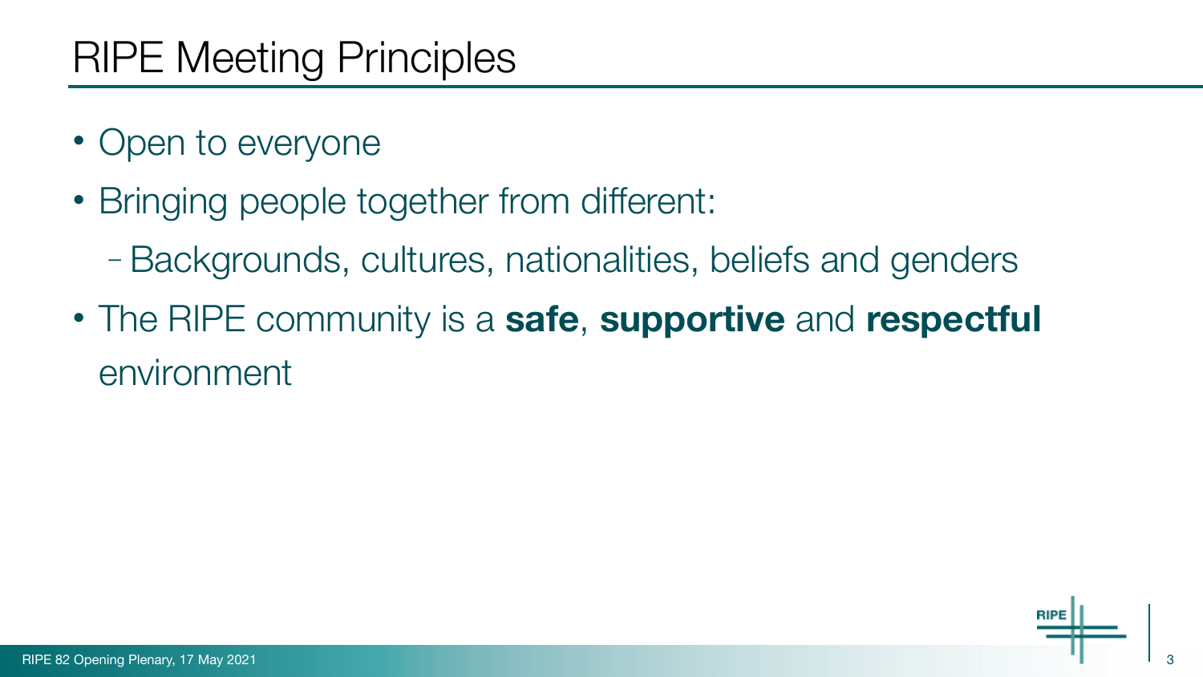# RIPE Meeting Principles

- Open to everyone
- Bringing people together from different:
  - Backgrounds, cultures, nationalities, beliefs and genders
- The RIPE community is a **safe**, **supportive** and **respectful** environment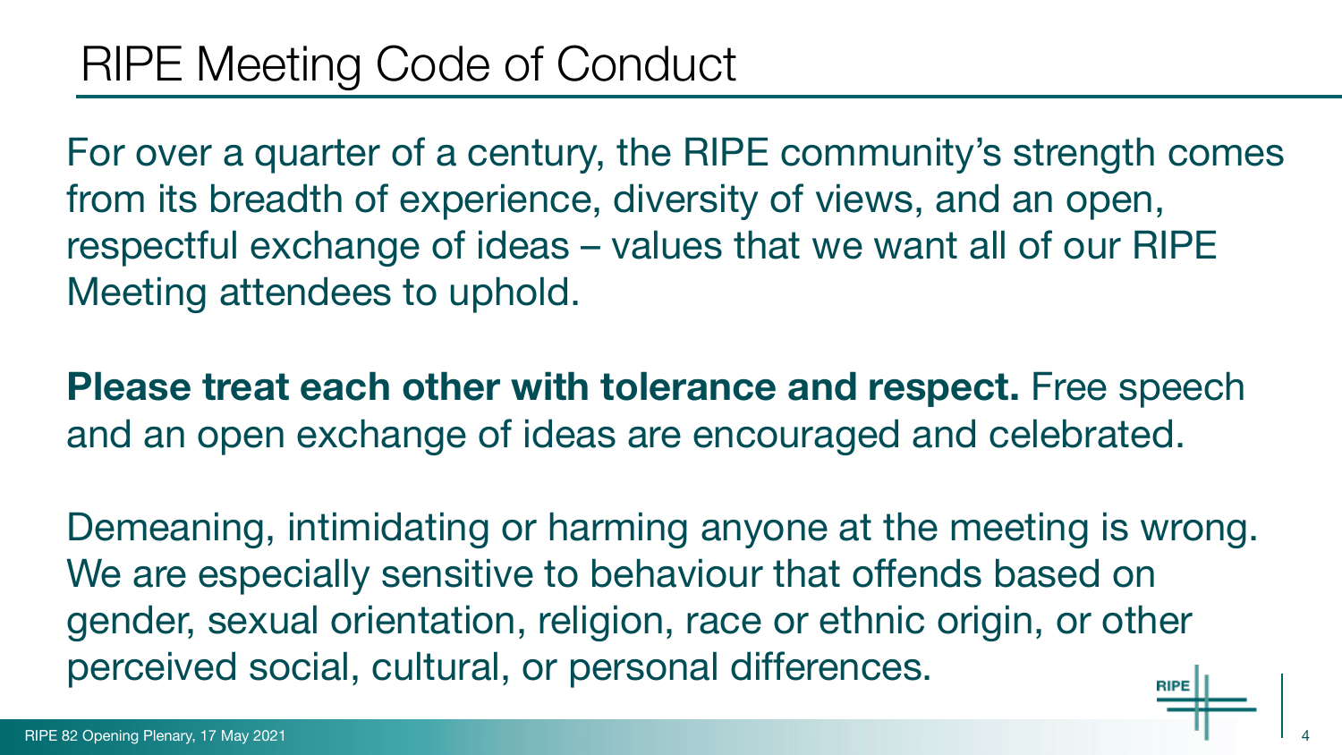# RIPE Meeting Code of Conduct

For over a quarter of a century, the RIPE community's strength comes from its breadth of experience, diversity of views, and an open, respectful exchange of ideas – values that we want all of our RIPE Meeting attendees to uphold.

**Please treat each other with tolerance and respect.** Free speech and an open exchange of ideas are encouraged and celebrated.

Demeaning, intimidating or harming anyone at the meeting is wrong. We are especially sensitive to behaviour that offends based on gender, sexual orientation, religion, race or ethnic origin, or other perceived social, cultural, or personal differences.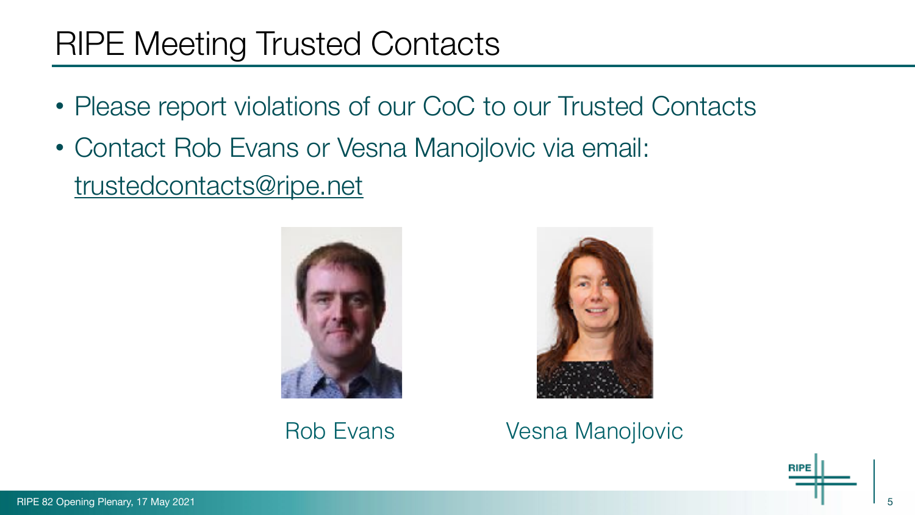# RIPE Meeting Trusted Contacts

- Please report violations of our CoC to our Trusted Contacts
- Contact Rob Evans or Vesna Manojlovic via email: trustedcontacts@ripe.net

Rob Evans

Vesna Manojlovic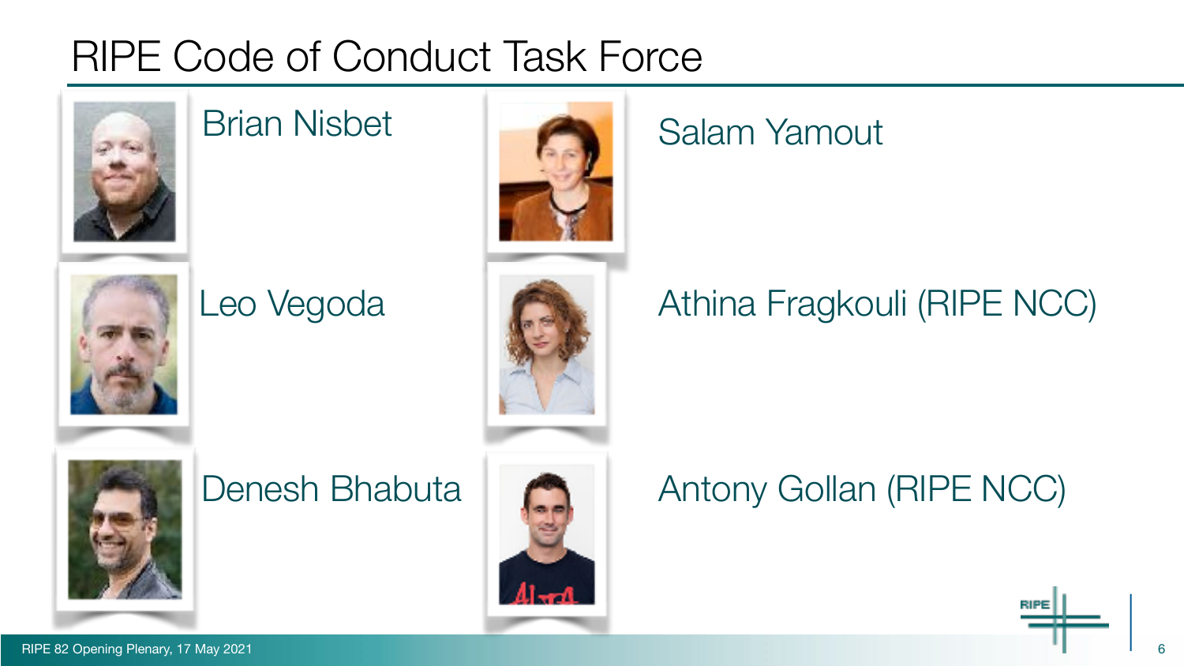# RIPE Code of Conduct Task Force

- Brian Nisbet
- Salam Yamout
- Leo Vegoda
- Athina Fragkouli (RIPE NCC)
- Denesh Bhabuta
- Antony Gollan (RIPE NCC)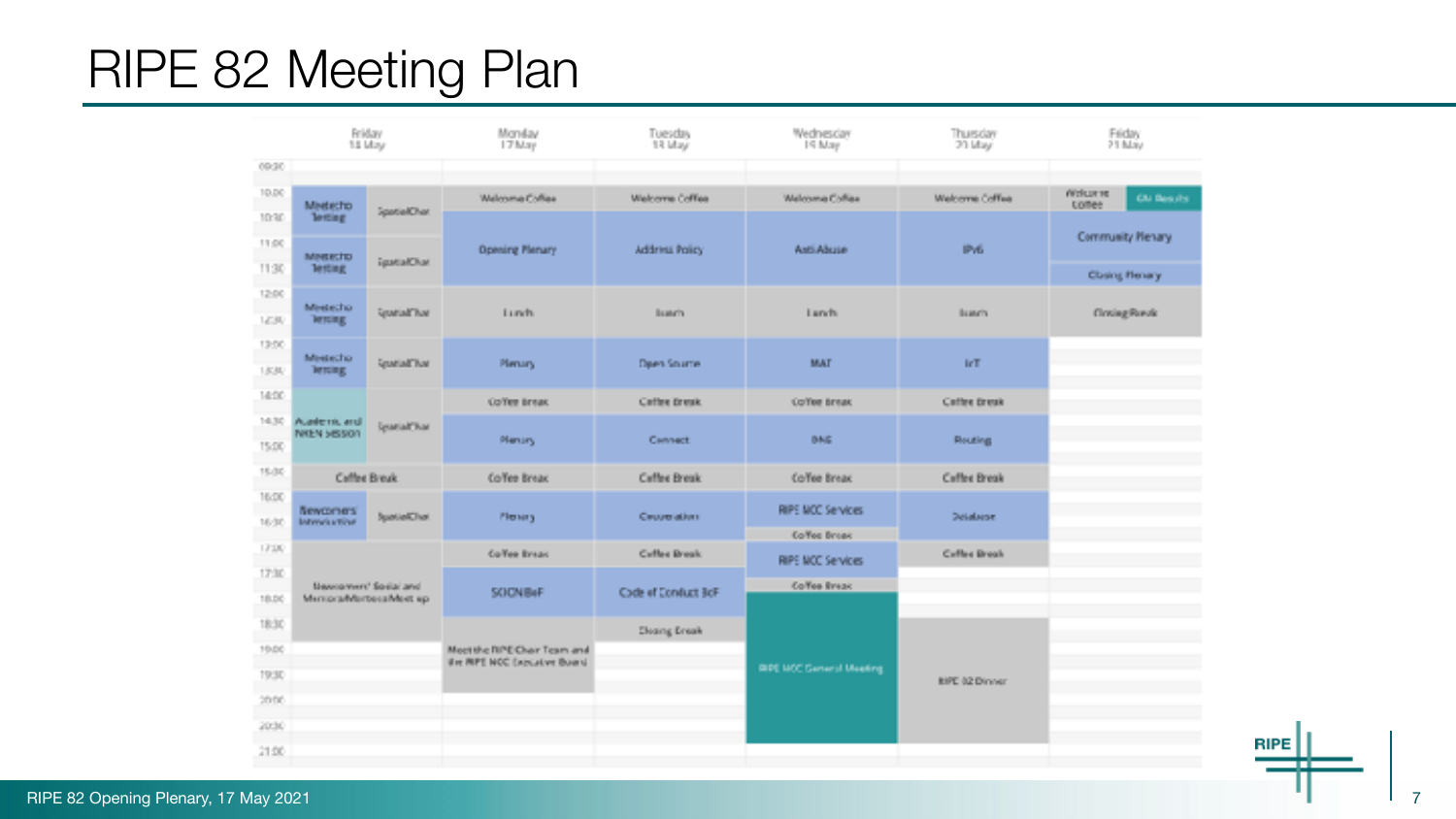# RIPE 82 Meeting Plan

| Time | Friday 14 May | | Monday 17 May | Tuesday 18 May | Wednesday 19 May | Thursday 20 May | Friday 21 May | |
|---|---|---|---|---|---|---|---|---|
| 09:30 | | | | | | | | |
| 10:00 | Meetecho Testing | SpatialChat | Welcome Coffee | Welcome Coffee | Welcome Coffee | Welcome Coffee | Welcome Coffee | GM Results |
| 10:30 | | | Opening Plenary | Address Policy | Anti-Abuse | IPv6 | Community Plenary | |
| 11:00 | Meetecho Testing | SpatialChat | | | | | | |
| 11:30 | | | | | | | Closing Plenary | |
| 12:00 | Meetecho Testing | SpatialChat | Lunch | Lunch | Lunch | Lunch | Closing Break | |
| 12:30 | | | | | | | | |
| 13:00 | Meetecho Testing | SpatialChat | Plenary | Open Source | MAT | IoT | | |
| 13:30 | | | | | | | | |
| 14:00 | Academic and NREN Session | SpatialChat | Coffee Break | Coffee Break | Coffee Break | Coffee Break | | |
| 14:30 | | | Plenary | Connect | DNS | Routing | | |
| 15:00 | | | | | | | | |
| 15:30 | Coffee Break | | Coffee Break | Coffee Break | Coffee Break | Coffee Break | | |
| 16:00 | Newcomers Introduction | SpatialChat | Plenary | Cooperation | RIPE NCC Services | Database | | |
| 16:30 | | | | | Coffee Break | | | |
| 17:00 | Newcomers' Social and Mentors/Mentees Meet-up | | Coffee Break | Coffee Break | RIPE NCC Services | Coffee Break | | |
| 17:30 | | | SCION BoF | Code of Conduct BoF | Coffee Break | | | |
| 18:00 | | | | | RIPE NCC General Meeting | | | |
| 18:30 | | | | Closing Break | | RIPE 82 Dinner | | |
| 19:00 | | | Meet the RIPE Chair Team and the RIPE NCC Executive Board | | | | | |
| 19:30 | | | | | | | | |
| 20:00 | | | | | | | | |
| 20:30 | | | | | | | | |
| 21:00 | | | | | | | | |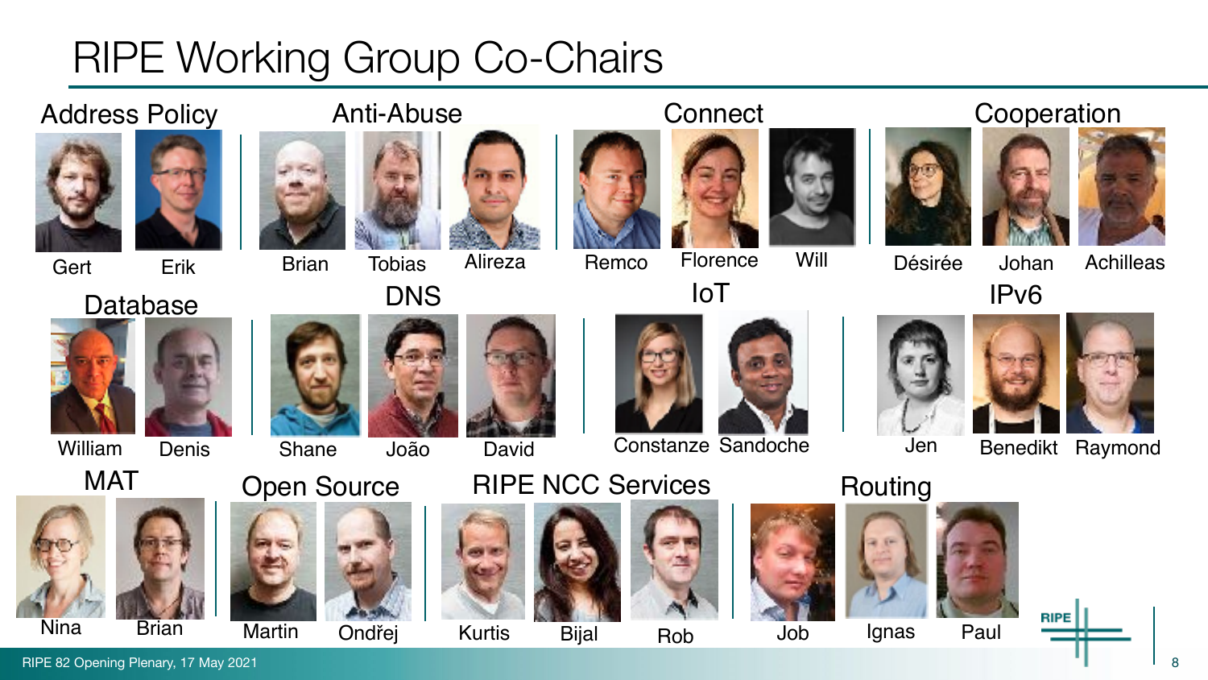# RIPE Working Group Co-Chairs

## Address Policy
Gert, Erik

## Anti-Abuse
Brian, Tobias, Alireza

## Connect
Remco, Florence, Will

## Cooperation
Désirée, Johan, Achilleas

## Database
William, Denis

## DNS
Shane, João, David

## IoT
Constanze, Sandoche

## IPv6
Jen, Benedikt, Raymond

## MAT
Nina, Brian

## Open Source
Martin, Ondřej

## RIPE NCC Services
Kurtis, Bijal, Rob

## Routing
Job, Ignas, Paul

RIPE 82 Opening Plenary, 17 May 2021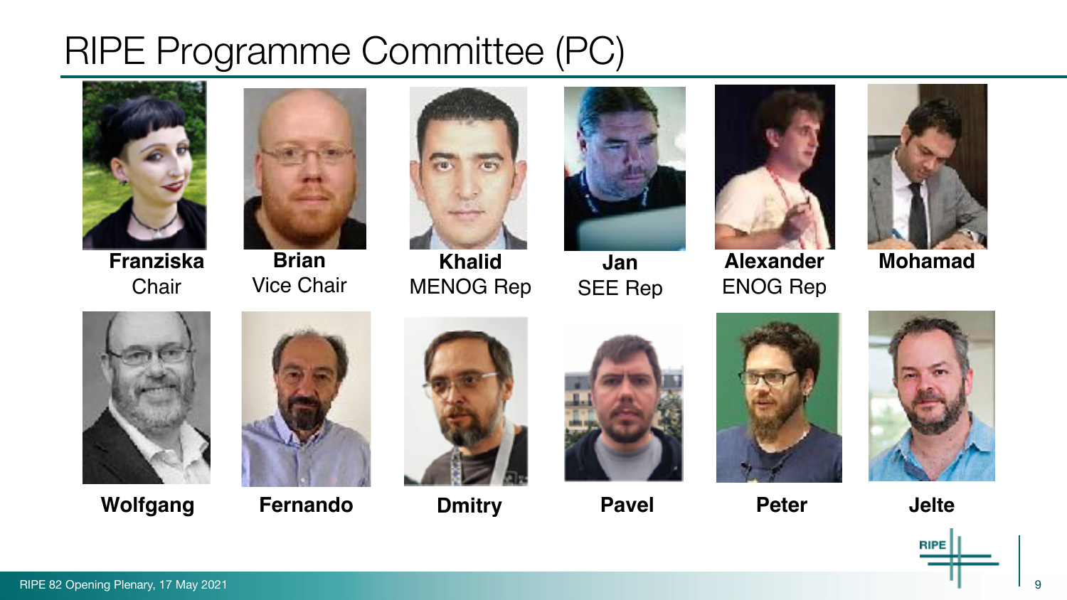# RIPE Programme Committee (PC)

**Franziska**
Chair

**Brian**
Vice Chair

**Khalid**
MENOG Rep

**Jan**
SEE Rep

**Alexander**
ENOG Rep

**Mohamad**

**Wolfgang**

**Fernando**

**Dmitry**

**Pavel**

**Peter**

**Jelte**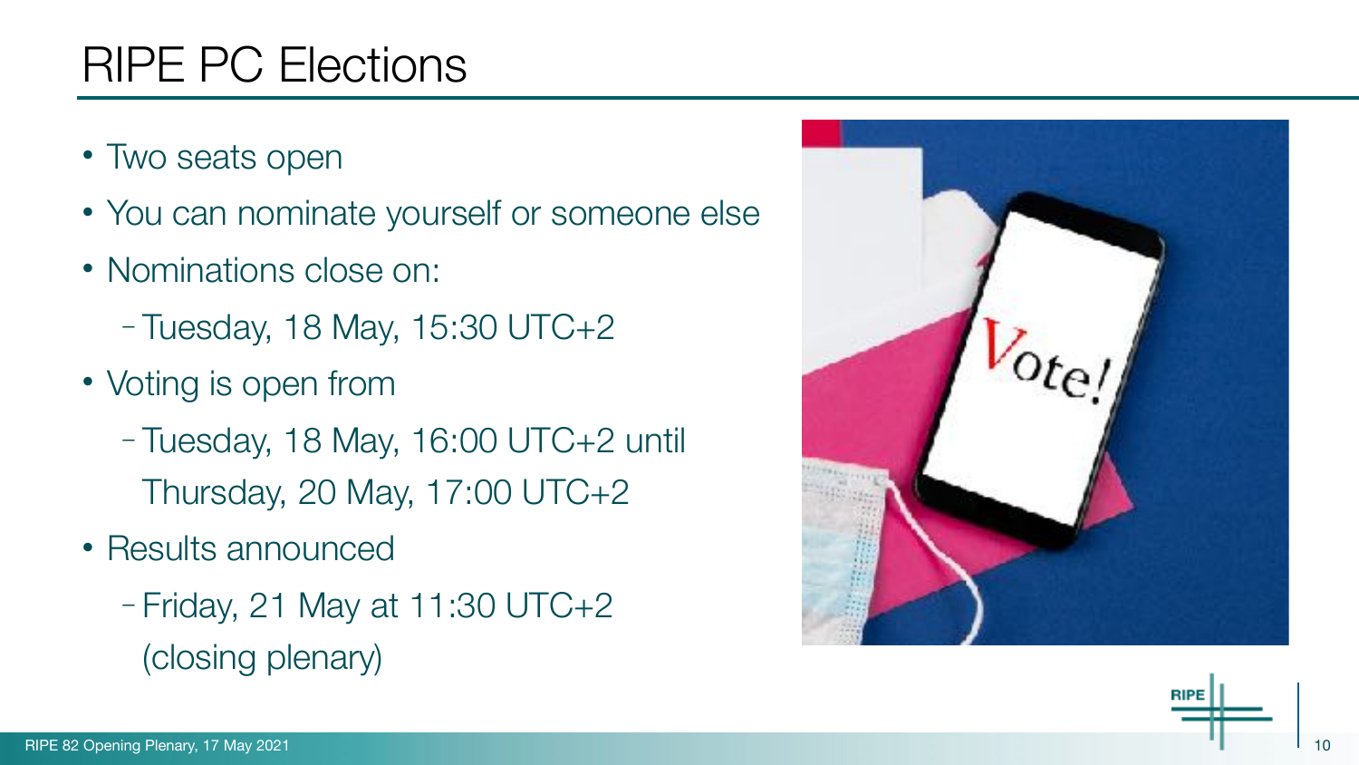# RIPE PC Elections

- Two seats open
- You can nominate yourself or someone else
- Nominations close on:
  - Tuesday, 18 May, 15:30 UTC+2
- Voting is open from
  - Tuesday, 18 May, 16:00 UTC+2 until Thursday, 20 May, 17:00 UTC+2
- Results announced
  - Friday, 21 May at 11:30 UTC+2 (closing plenary)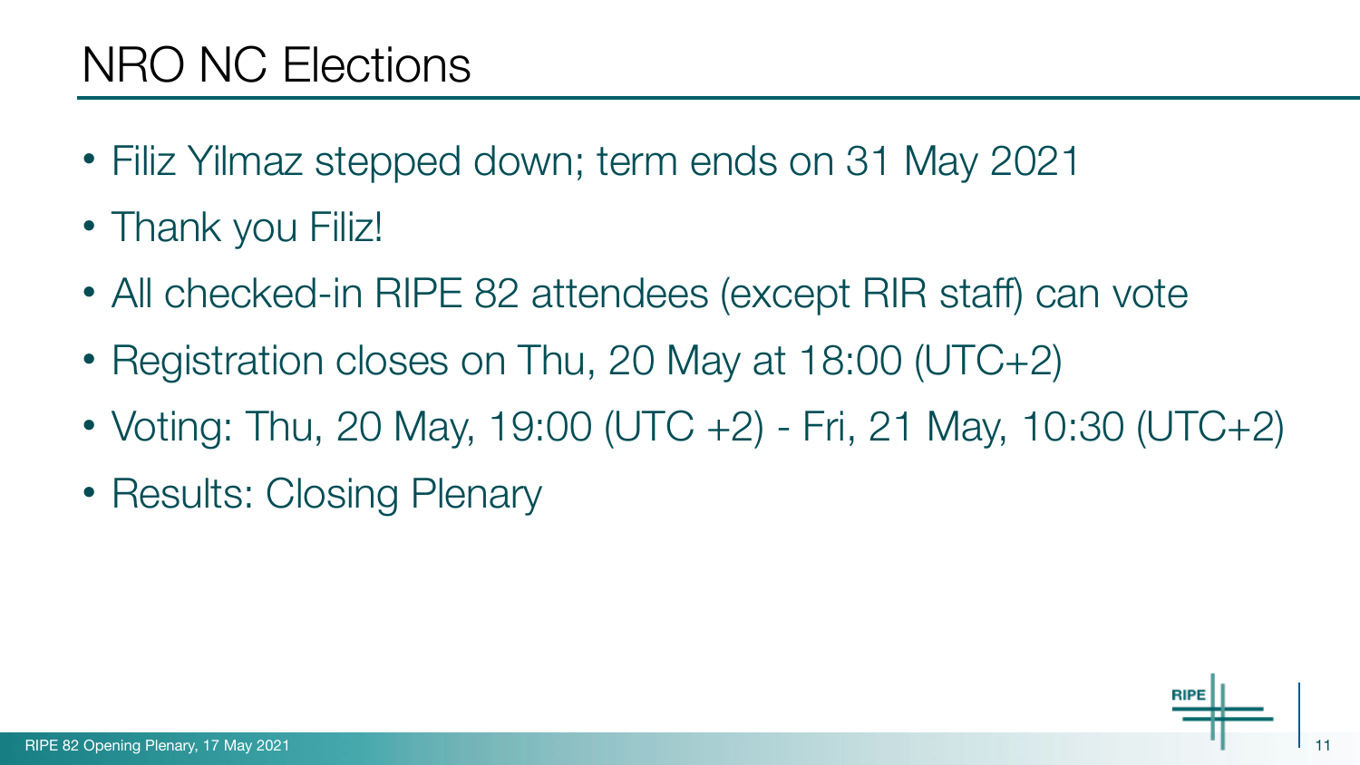# NRO NC Elections

- Filiz Yilmaz stepped down; term ends on 31 May 2021
- Thank you Filiz!
- All checked-in RIPE 82 attendees (except RIR staff) can vote
- Registration closes on Thu, 20 May at 18:00 (UTC+2)
- Voting: Thu, 20 May, 19:00 (UTC +2) - Fri, 21 May, 10:30 (UTC+2)
- Results: Closing Plenary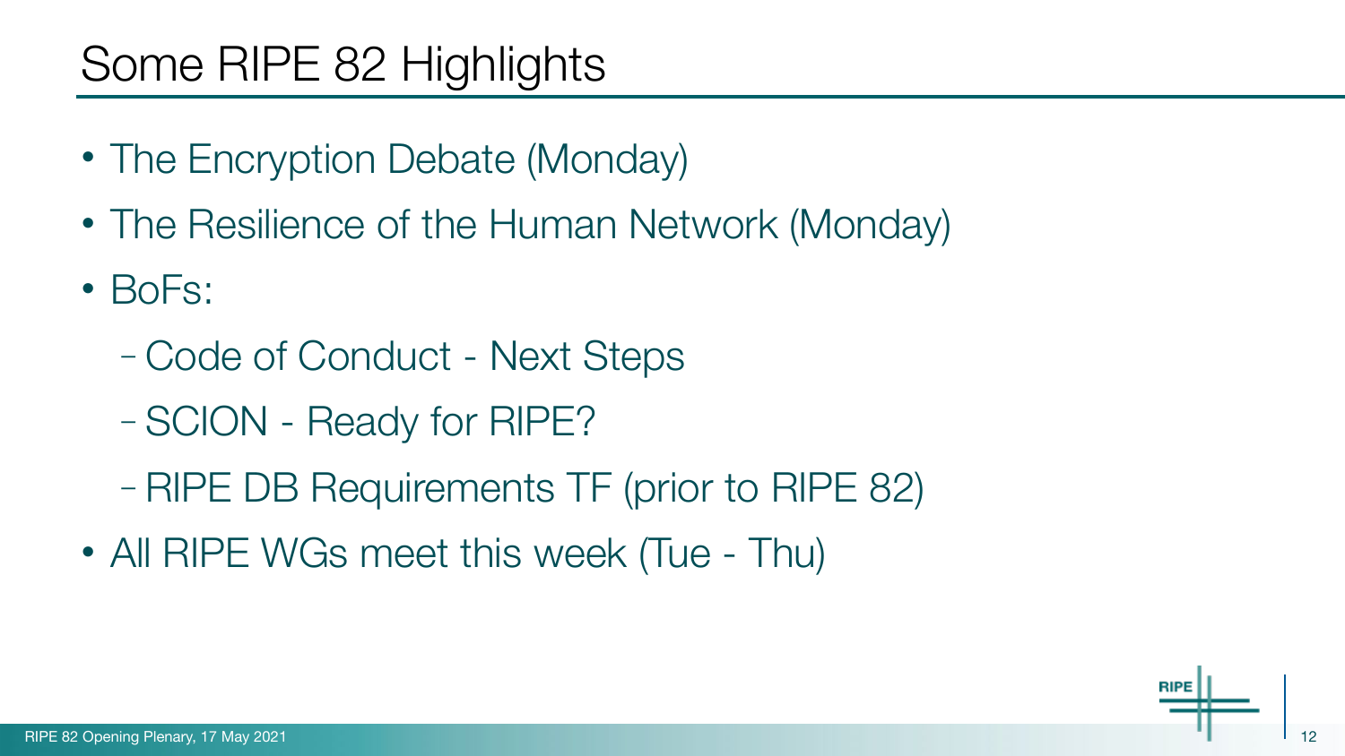# Some RIPE 82 Highlights

- The Encryption Debate (Monday)
- The Resilience of the Human Network (Monday)
- BoFs:
  - Code of Conduct - Next Steps
  - SCION - Ready for RIPE?
  - RIPE DB Requirements TF (prior to RIPE 82)
- All RIPE WGs meet this week (Tue - Thu)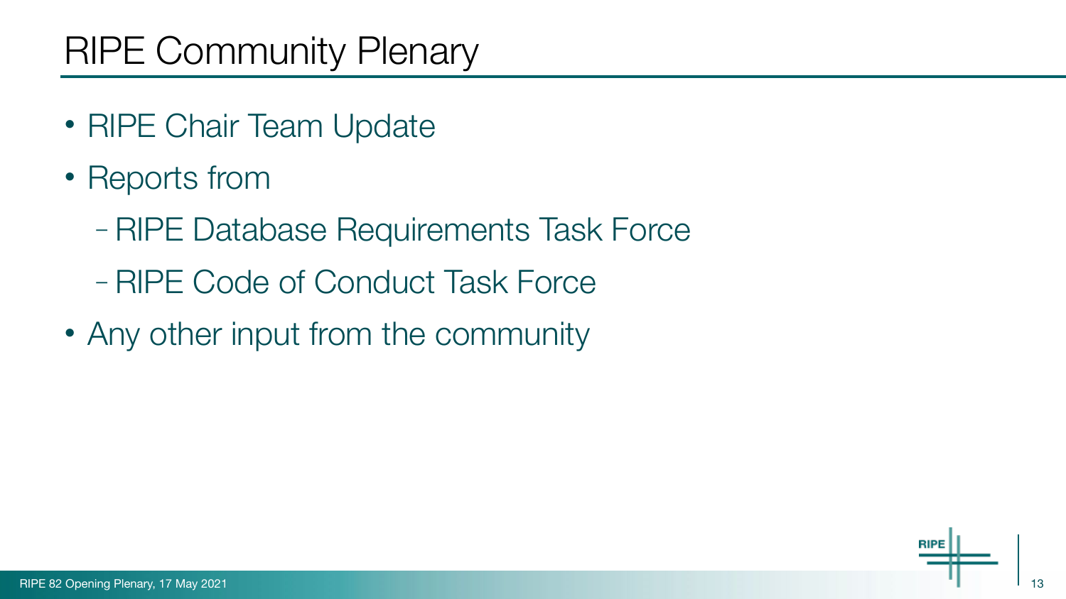# RIPE Community Plenary

- RIPE Chair Team Update
- Reports from
  - RIPE Database Requirements Task Force
  - RIPE Code of Conduct Task Force
- Any other input from the community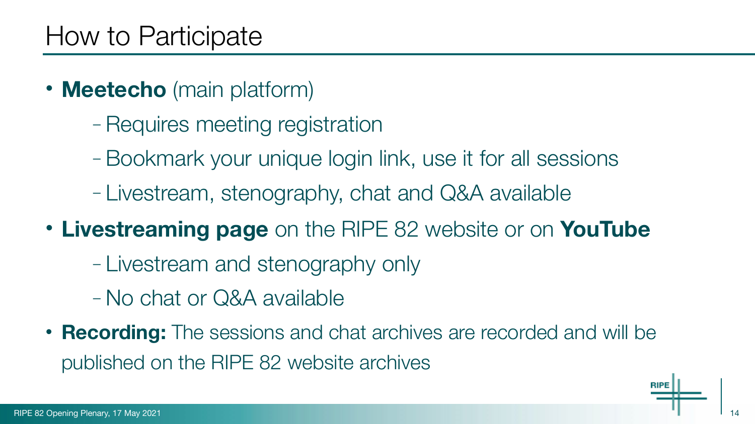# How to Participate

- **Meetecho** (main platform)
  - Requires meeting registration
  - Bookmark your unique login link, use it for all sessions
  - Livestream, stenography, chat and Q&A available
- **Livestreaming page** on the RIPE 82 website or on **YouTube**
  - Livestream and stenography only
  - No chat or Q&A available
- **Recording:** The sessions and chat archives are recorded and will be published on the RIPE 82 website archives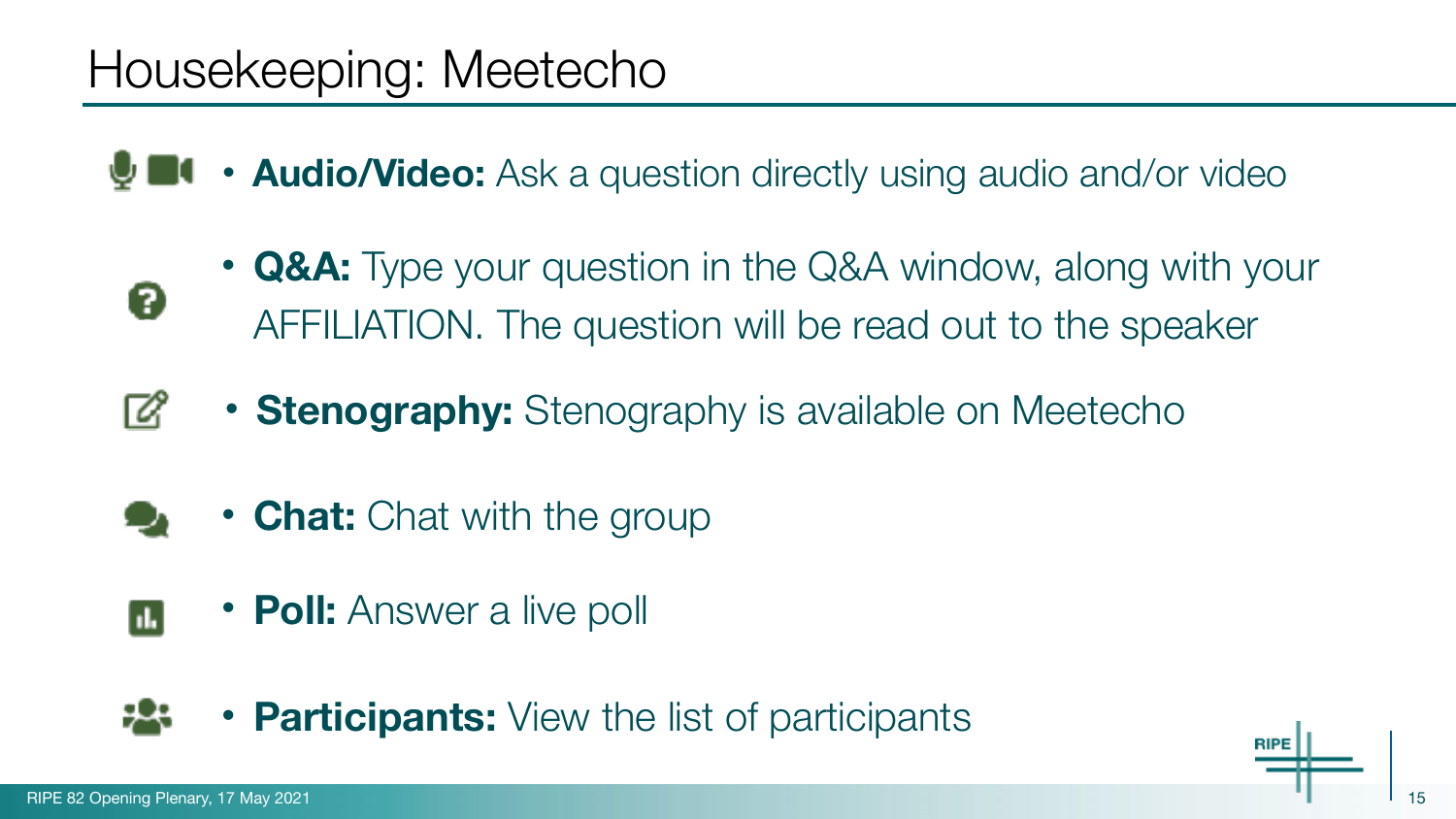# Housekeeping: Meetecho

- **Audio/Video:** Ask a question directly using audio and/or video
- **Q&A:** Type your question in the Q&A window, along with your AFFILIATION. The question will be read out to the speaker
- **Stenography:** Stenography is available on Meetecho
- **Chat:** Chat with the group
- **Poll:** Answer a live poll
- **Participants:** View the list of participants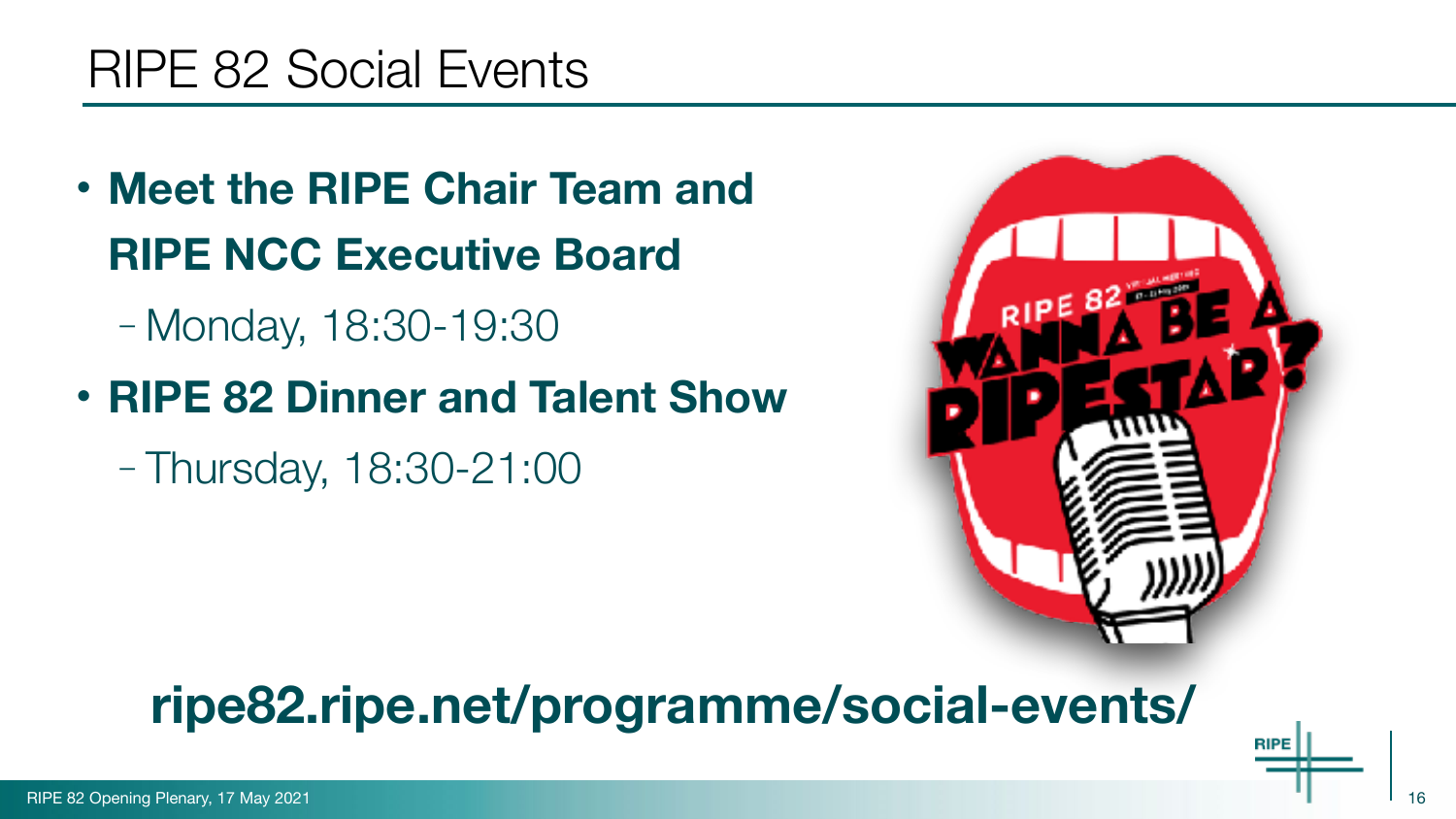# RIPE 82 Social Events

- **Meet the RIPE Chair Team and RIPE NCC Executive Board**
  - Monday, 18:30-19:30
- **RIPE 82 Dinner and Talent Show**
  - Thursday, 18:30-21:00

**ripe82.ripe.net/programme/social-events/**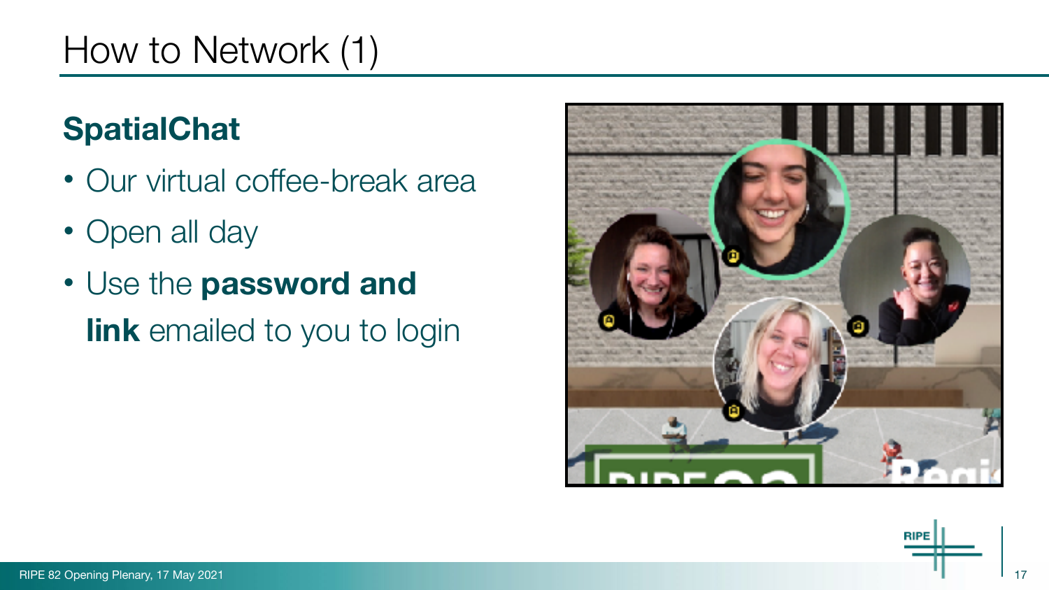# How to Network (1)

## SpatialChat

- Our virtual coffee-break area
- Open all day
- Use the **password and link** emailed to you to login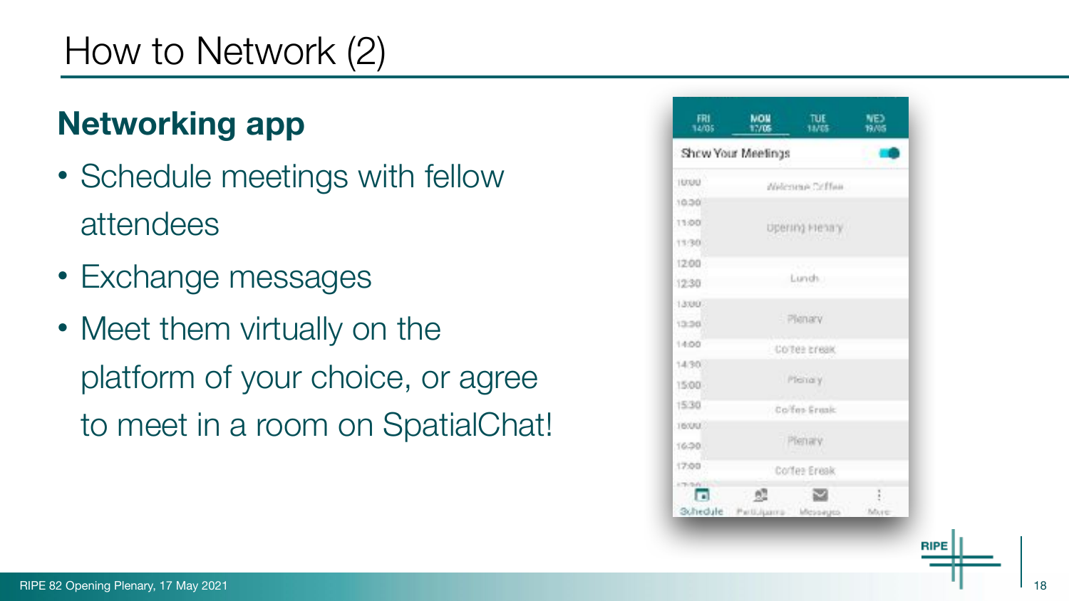# How to Network (2)

## Networking app

- Schedule meetings with fellow attendees
- Exchange messages
- Meet them virtually on the platform of your choice, or agree to meet in a room on SpatialChat!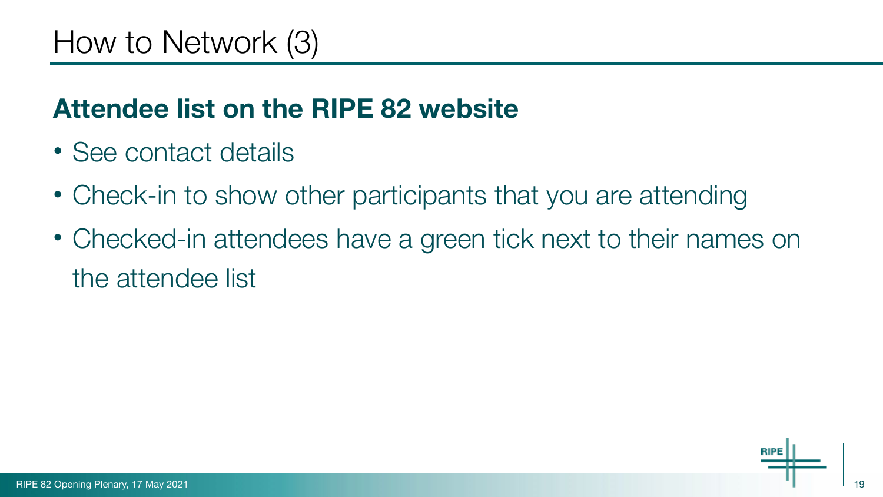# How to Network (3)

## Attendee list on the RIPE 82 website

- See contact details
- Check-in to show other participants that you are attending
- Checked-in attendees have a green tick next to their names on the attendee list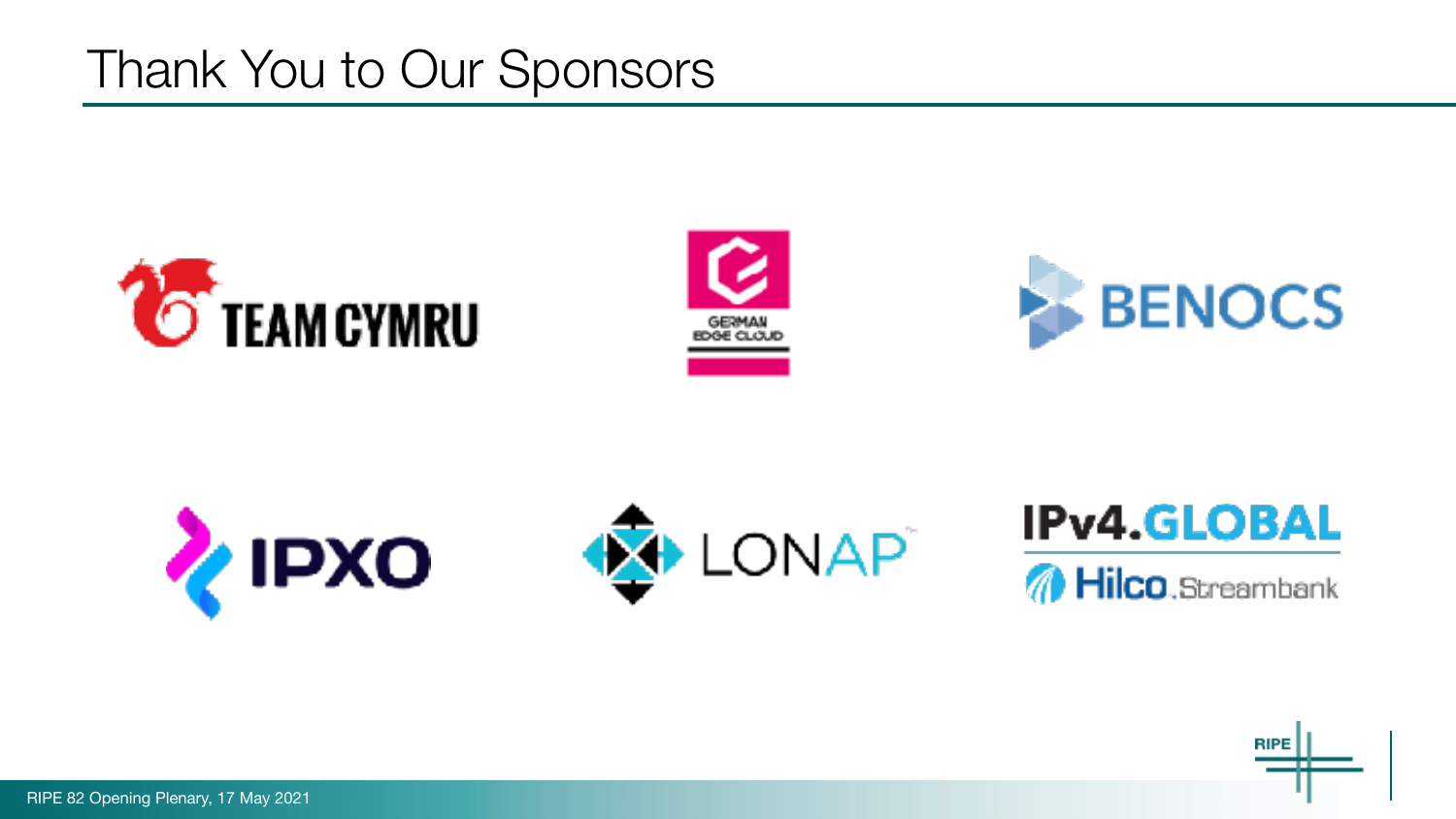# Thank You to Our Sponsors

TEAM CYMRU

GERMAN EDGE CLOUD

BENOCS

IPXO

LONAP

IPv4.GLOBAL

Hilco.Streambank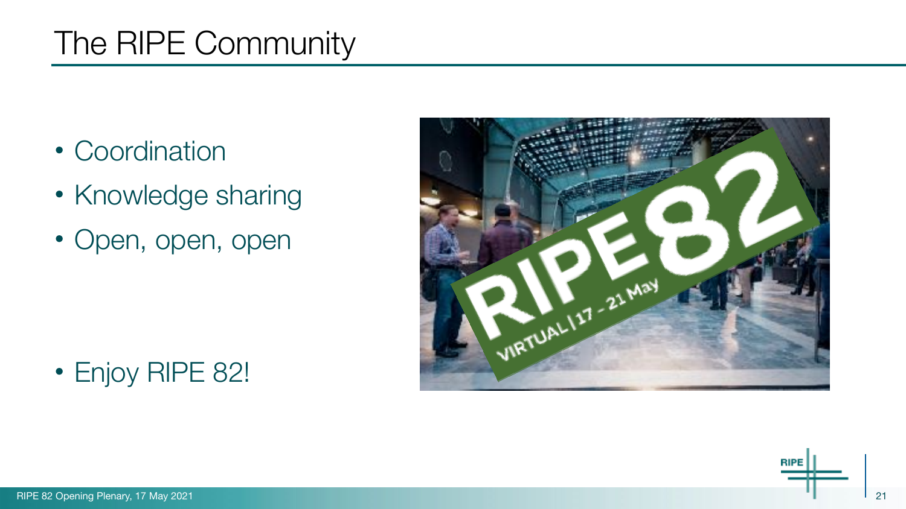# The RIPE Community

- Coordination
- Knowledge sharing
- Open, open, open

- Enjoy RIPE 82!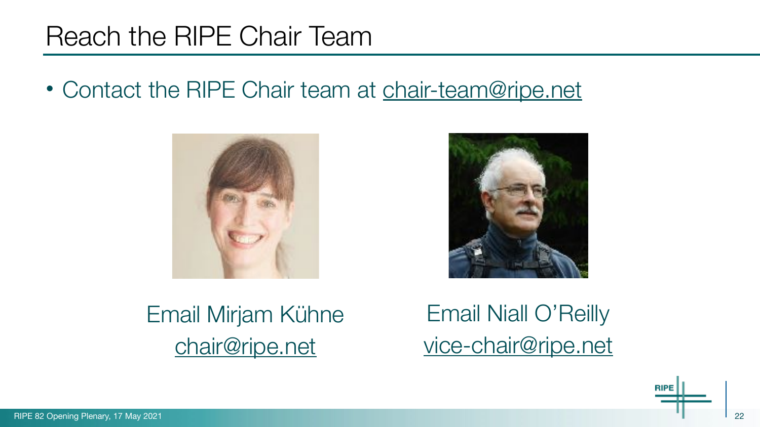# Reach the RIPE Chair Team

- Contact the RIPE Chair team at chair-team@ripe.net

Email Mirjam Kühne
chair@ripe.net

Email Niall O'Reilly
vice-chair@ripe.net